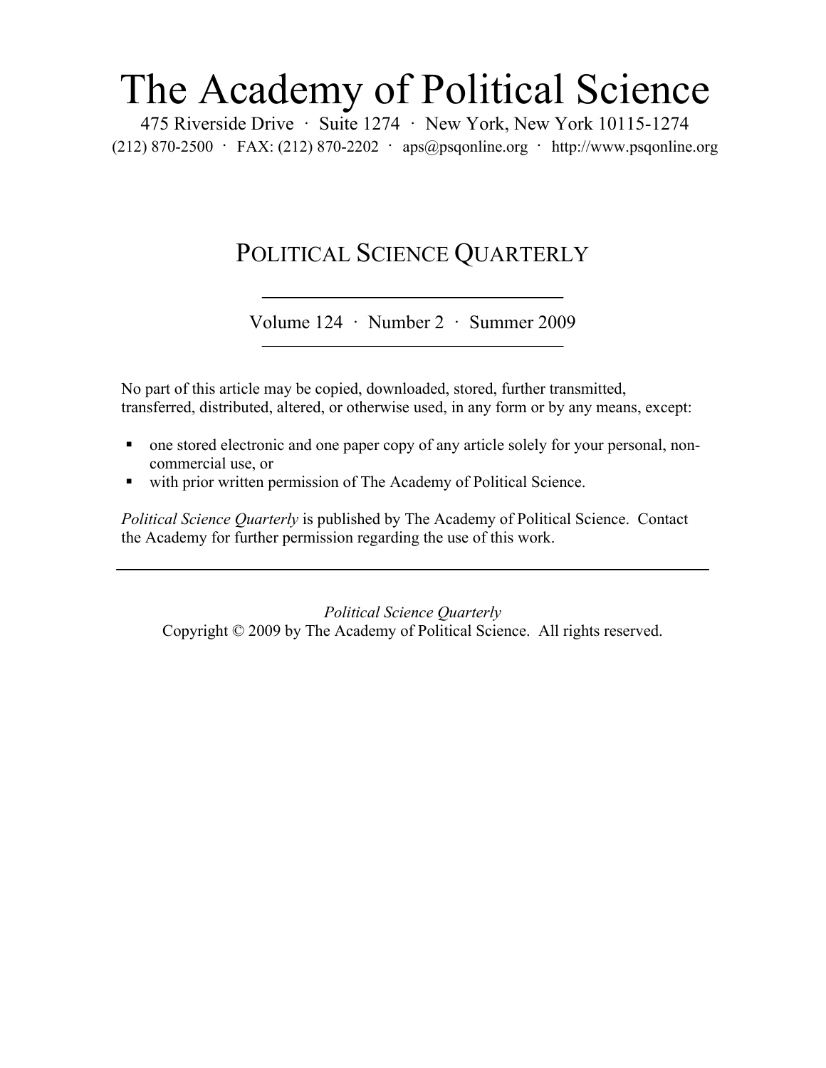# The Academy of Political Science

475 Riverside Drive · Suite 1274 · New York, New York 10115-1274
(212) 870-2500 · FAX: (212) 870-2202 · aps@psqonline.org · http://www.psqonline.org

## POLITICAL SCIENCE QUARTERLY

Volume 124 · Number 2 · Summer 2009

No part of this article may be copied, downloaded, stored, further transmitted, transferred, distributed, altered, or otherwise used, in any form or by any means, except:

- one stored electronic and one paper copy of any article solely for your personal, non-commercial use, or
- with prior written permission of The Academy of Political Science.

*Political Science Quarterly* is published by The Academy of Political Science. Contact the Academy for further permission regarding the use of this work.

*Political Science Quarterly*
Copyright © 2009 by The Academy of Political Science. All rights reserved.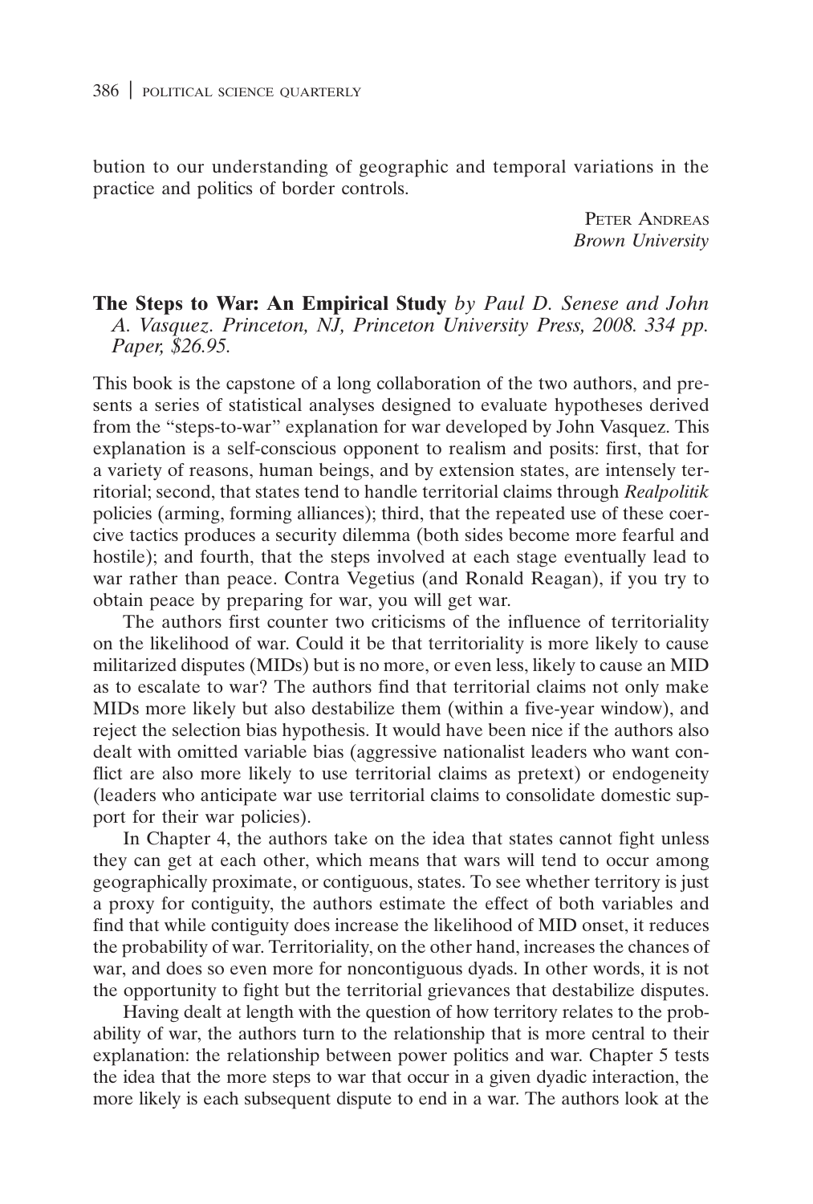bution to our understanding of geographic and temporal variations in the practice and politics of border controls.

Peter Andreas
*Brown University*

**The Steps to War: An Empirical Study** *by Paul D. Senese and John A. Vasquez. Princeton, NJ, Princeton University Press, 2008. 334 pp. Paper, $26.95.*

This book is the capstone of a long collaboration of the two authors, and presents a series of statistical analyses designed to evaluate hypotheses derived from the "steps-to-war" explanation for war developed by John Vasquez. This explanation is a self-conscious opponent to realism and posits: first, that for a variety of reasons, human beings, and by extension states, are intensely territorial; second, that states tend to handle territorial claims through *Realpolitik* policies (arming, forming alliances); third, that the repeated use of these coercive tactics produces a security dilemma (both sides become more fearful and hostile); and fourth, that the steps involved at each stage eventually lead to war rather than peace. Contra Vegetius (and Ronald Reagan), if you try to obtain peace by preparing for war, you will get war.

The authors first counter two criticisms of the influence of territoriality on the likelihood of war. Could it be that territoriality is more likely to cause militarized disputes (MIDs) but is no more, or even less, likely to cause an MID as to escalate to war? The authors find that territorial claims not only make MIDs more likely but also destabilize them (within a five-year window), and reject the selection bias hypothesis. It would have been nice if the authors also dealt with omitted variable bias (aggressive nationalist leaders who want conflict are also more likely to use territorial claims as pretext) or endogeneity (leaders who anticipate war use territorial claims to consolidate domestic support for their war policies).

In Chapter 4, the authors take on the idea that states cannot fight unless they can get at each other, which means that wars will tend to occur among geographically proximate, or contiguous, states. To see whether territory is just a proxy for contiguity, the authors estimate the effect of both variables and find that while contiguity does increase the likelihood of MID onset, it reduces the probability of war. Territoriality, on the other hand, increases the chances of war, and does so even more for noncontiguous dyads. In other words, it is not the opportunity to fight but the territorial grievances that destabilize disputes.

Having dealt at length with the question of how territory relates to the probability of war, the authors turn to the relationship that is more central to their explanation: the relationship between power politics and war. Chapter 5 tests the idea that the more steps to war that occur in a given dyadic interaction, the more likely is each subsequent dispute to end in a war. The authors look at the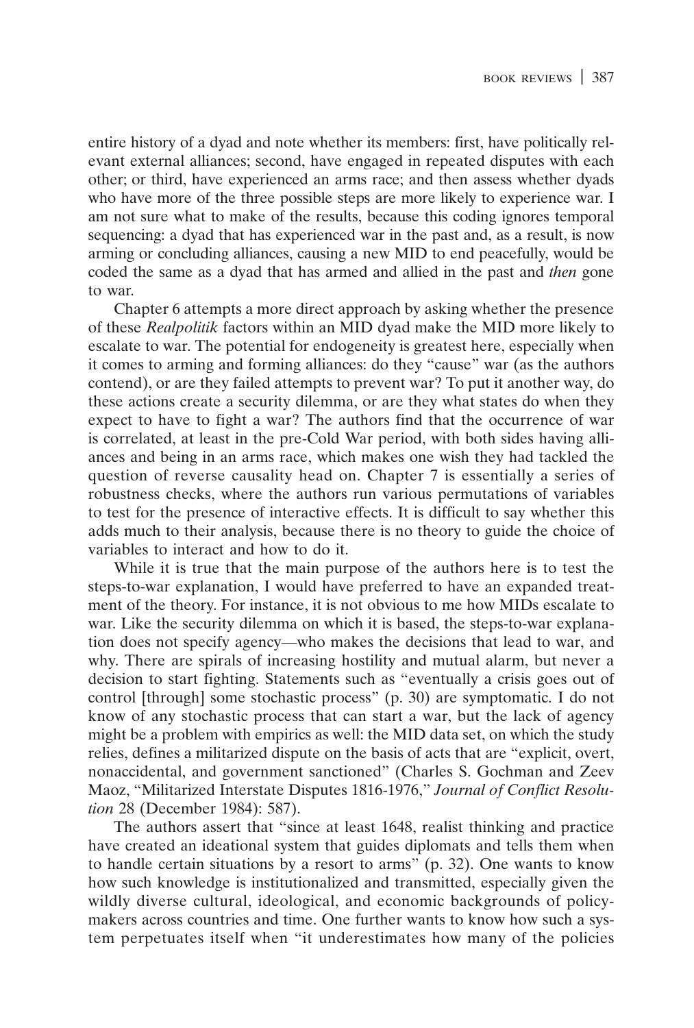entire history of a dyad and note whether its members: first, have politically relevant external alliances; second, have engaged in repeated disputes with each other; or third, have experienced an arms race; and then assess whether dyads who have more of the three possible steps are more likely to experience war. I am not sure what to make of the results, because this coding ignores temporal sequencing: a dyad that has experienced war in the past and, as a result, is now arming or concluding alliances, causing a new MID to end peacefully, would be coded the same as a dyad that has armed and allied in the past and *then* gone to war.

Chapter 6 attempts a more direct approach by asking whether the presence of these *Realpolitik* factors within an MID dyad make the MID more likely to escalate to war. The potential for endogeneity is greatest here, especially when it comes to arming and forming alliances: do they "cause" war (as the authors contend), or are they failed attempts to prevent war? To put it another way, do these actions create a security dilemma, or are they what states do when they expect to have to fight a war? The authors find that the occurrence of war is correlated, at least in the pre-Cold War period, with both sides having alliances and being in an arms race, which makes one wish they had tackled the question of reverse causality head on. Chapter 7 is essentially a series of robustness checks, where the authors run various permutations of variables to test for the presence of interactive effects. It is difficult to say whether this adds much to their analysis, because there is no theory to guide the choice of variables to interact and how to do it.

While it is true that the main purpose of the authors here is to test the steps-to-war explanation, I would have preferred to have an expanded treatment of the theory. For instance, it is not obvious to me how MIDs escalate to war. Like the security dilemma on which it is based, the steps-to-war explanation does not specify agency—who makes the decisions that lead to war, and why. There are spirals of increasing hostility and mutual alarm, but never a decision to start fighting. Statements such as "eventually a crisis goes out of control [through] some stochastic process" (p. 30) are symptomatic. I do not know of any stochastic process that can start a war, but the lack of agency might be a problem with empirics as well: the MID data set, on which the study relies, defines a militarized dispute on the basis of acts that are "explicit, overt, nonaccidental, and government sanctioned" (Charles S. Gochman and Zeev Maoz, "Militarized Interstate Disputes 1816-1976," *Journal of Conflict Resolution* 28 (December 1984): 587).

The authors assert that "since at least 1648, realist thinking and practice have created an ideational system that guides diplomats and tells them when to handle certain situations by a resort to arms" (p. 32). One wants to know how such knowledge is institutionalized and transmitted, especially given the wildly diverse cultural, ideological, and economic backgrounds of policymakers across countries and time. One further wants to know how such a system perpetuates itself when "it underestimates how many of the policies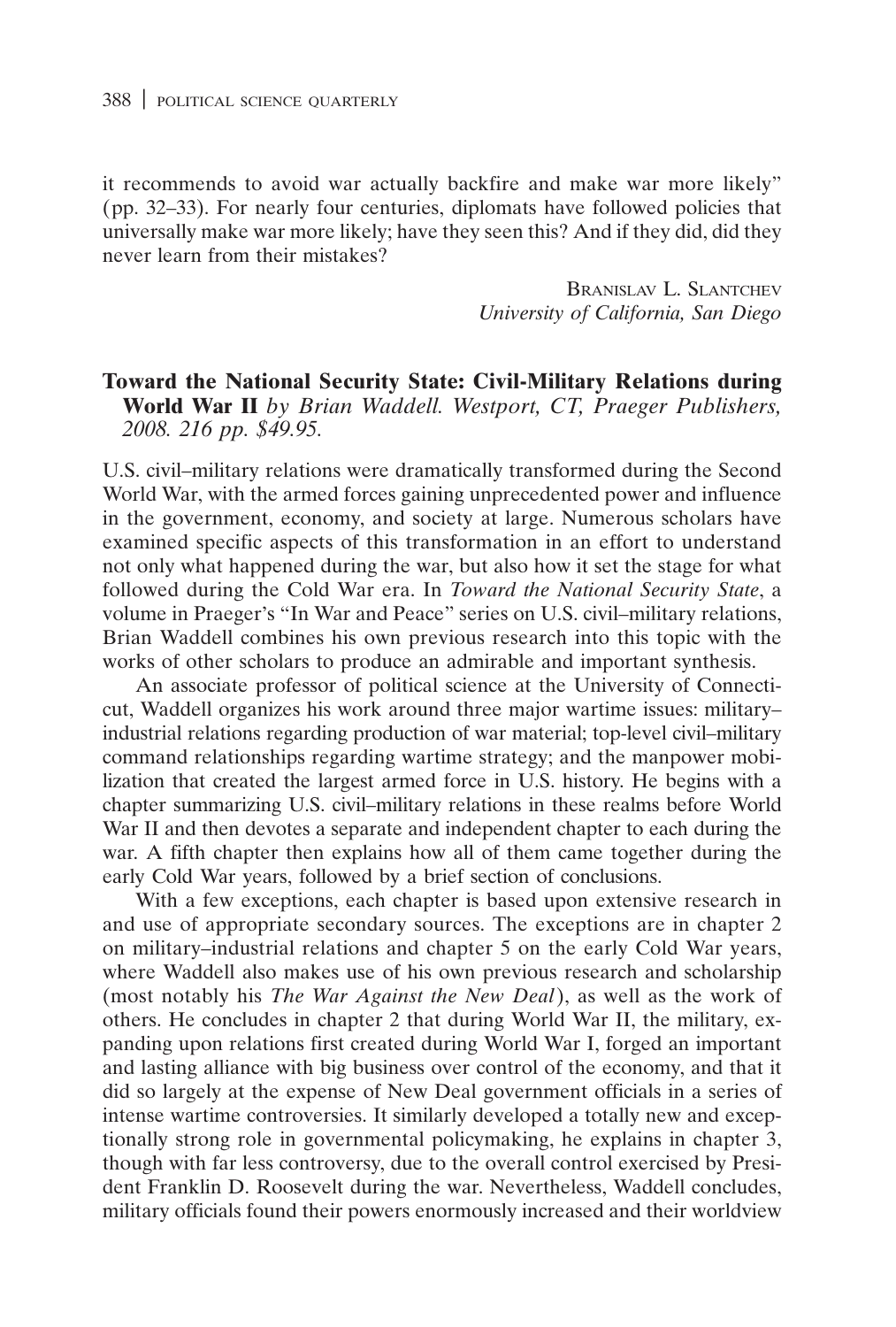it recommends to avoid war actually backfire and make war more likely" (pp. 32–33). For nearly four centuries, diplomats have followed policies that universally make war more likely; have they seen this? And if they did, did they never learn from their mistakes?

BRANISLAV L. SLANTCHEV
*University of California, San Diego*

**Toward the National Security State: Civil-Military Relations during World War II** *by Brian Waddell. Westport, CT, Praeger Publishers, 2008. 216 pp. $49.95.*

U.S. civil–military relations were dramatically transformed during the Second World War, with the armed forces gaining unprecedented power and influence in the government, economy, and society at large. Numerous scholars have examined specific aspects of this transformation in an effort to understand not only what happened during the war, but also how it set the stage for what followed during the Cold War era. In *Toward the National Security State*, a volume in Praeger's "In War and Peace" series on U.S. civil–military relations, Brian Waddell combines his own previous research into this topic with the works of other scholars to produce an admirable and important synthesis.

An associate professor of political science at the University of Connecticut, Waddell organizes his work around three major wartime issues: military–industrial relations regarding production of war material; top-level civil–military command relationships regarding wartime strategy; and the manpower mobilization that created the largest armed force in U.S. history. He begins with a chapter summarizing U.S. civil–military relations in these realms before World War II and then devotes a separate and independent chapter to each during the war. A fifth chapter then explains how all of them came together during the early Cold War years, followed by a brief section of conclusions.

With a few exceptions, each chapter is based upon extensive research in and use of appropriate secondary sources. The exceptions are in chapter 2 on military–industrial relations and chapter 5 on the early Cold War years, where Waddell also makes use of his own previous research and scholarship (most notably his *The War Against the New Deal*), as well as the work of others. He concludes in chapter 2 that during World War II, the military, expanding upon relations first created during World War I, forged an important and lasting alliance with big business over control of the economy, and that it did so largely at the expense of New Deal government officials in a series of intense wartime controversies. It similarly developed a totally new and exceptionally strong role in governmental policymaking, he explains in chapter 3, though with far less controversy, due to the overall control exercised by President Franklin D. Roosevelt during the war. Nevertheless, Waddell concludes, military officials found their powers enormously increased and their worldview